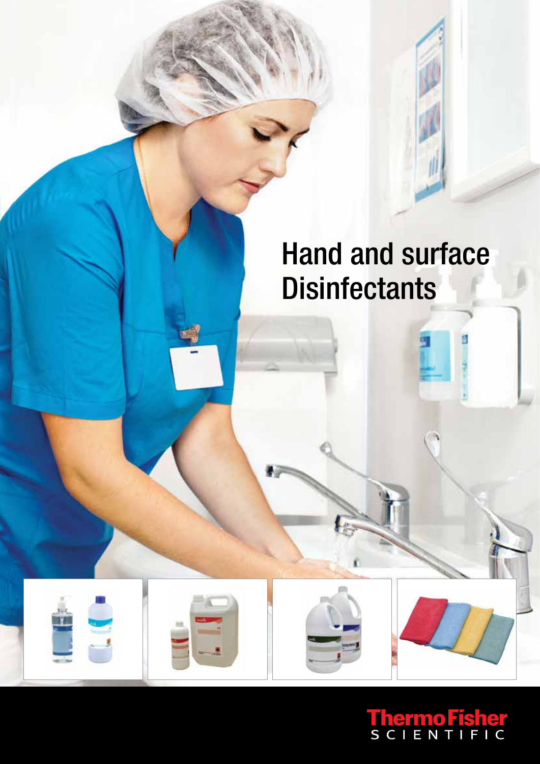# Hand and surface Disinfectants

Thermo Fisher SCIENTIFIC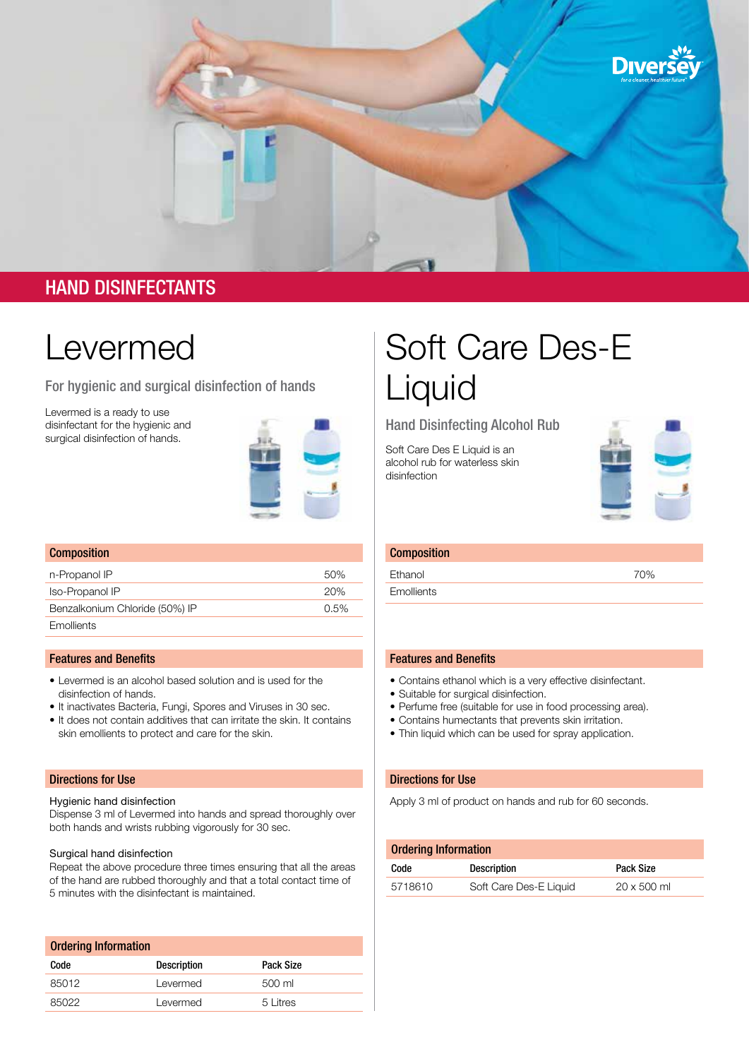## HAND DISINFECTANTS

# Levermed

### For hygienic and surgical disinfection of hands

Levermed is a ready to use disinfectant for the hygienic and surgical disinfection of hands.

#### Composition

| | |
|---|---|
| n-Propanol IP | 50% |
| Iso-Propanol IP | 20% |
| Benzalkonium Chloride (50%) IP | 0.5% |
| Emollients | |

#### Features and Benefits

- Levermed is an alcohol based solution and is used for the disinfection of hands.
- It inactivates Bacteria, Fungi, Spores and Viruses in 30 sec.
- It does not contain additives that can irritate the skin. It contains skin emollients to protect and care for the skin.

#### Directions for Use

Hygienic hand disinfection
Dispense 3 ml of Levermed into hands and spread thoroughly over both hands and wrists rubbing vigorously for 30 sec.

Surgical hand disinfection
Repeat the above procedure three times ensuring that all the areas of the hand are rubbed thoroughly and that a total contact time of 5 minutes with the disinfectant is maintained.

#### Ordering Information

| Code | Description | Pack Size |
|---|---|---|
| 85012 | Levermed | 500 ml |
| 85022 | Levermed | 5 Litres |

# Soft Care Des-E Liquid

### Hand Disinfecting Alcohol Rub

Soft Care Des E Liquid is an alcohol rub for waterless skin disinfection

#### Composition

| | |
|---|---|
| Ethanol | 70% |
| Emollients | |

#### Features and Benefits

- Contains ethanol which is a very effective disinfectant.
- Suitable for surgical disinfection.
- Perfume free (suitable for use in food processing area).
- Contains humectants that prevents skin irritation.
- Thin liquid which can be used for spray application.

#### Directions for Use

Apply 3 ml of product on hands and rub for 60 seconds.

#### Ordering Information

| Code | Description | Pack Size |
|---|---|---|
| 5718610 | Soft Care Des-E Liquid | 20 x 500 ml |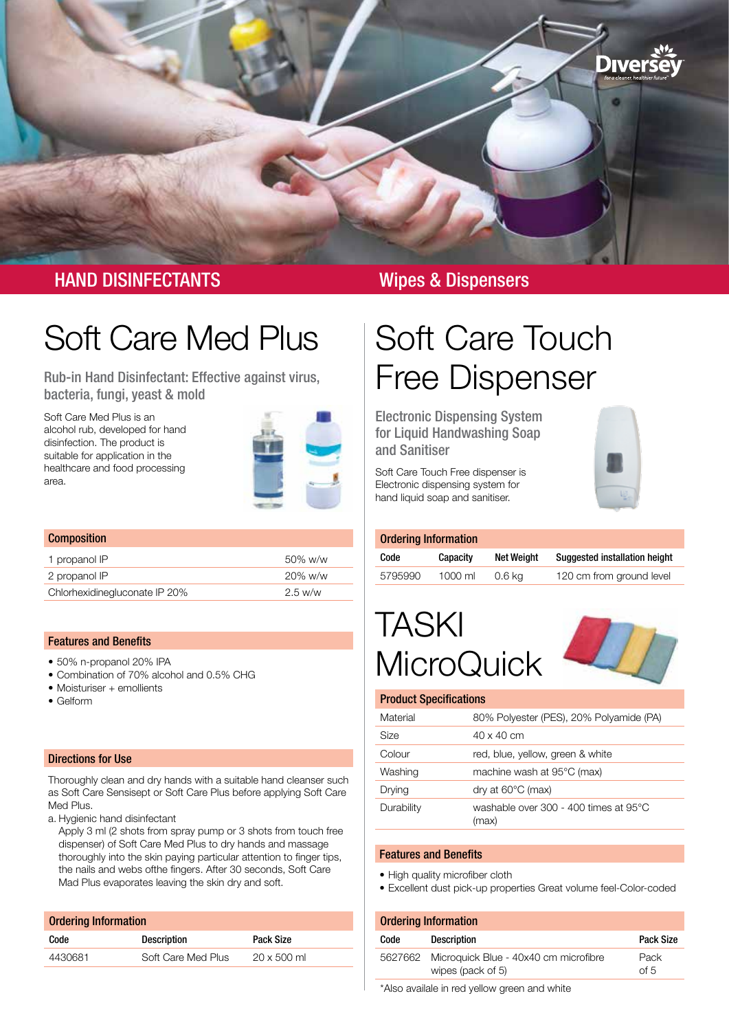HAND DISINFECTANTS

# Soft Care Med Plus

### Rub-in Hand Disinfectant: Effective against virus, bacteria, fungi, yeast & mold

Soft Care Med Plus is an alcohol rub, developed for hand disinfection. The product is suitable for application in the healthcare and food processing area.

## Composition

| | |
|---|---|
| 1 propanol IP | 50% w/w |
| 2 propanol IP | 20% w/w |
| Chlorhexidinegluconate IP 20% | 2.5 w/w |

## Features and Benefits

- 50% n-propanol 20% IPA
- Combination of 70% alcohol and 0.5% CHG
- Moisturiser + emollients
- Gelform

## Directions for Use

Thoroughly clean and dry hands with a suitable hand cleanser such as Soft Care Sensisept or Soft Care Plus before applying Soft Care Med Plus.

a. Hygienic hand disinfectant
Apply 3 ml (2 shots from spray pump or 3 shots from touch free dispenser) of Soft Care Med Plus to dry hands and massage thoroughly into the skin paying particular attention to finger tips, the nails and webs ofthe fingers. After 30 seconds, Soft Care Mad Plus evaporates leaving the skin dry and soft.

## Ordering Information

| Code | Description | Pack Size |
|---|---|---|
| 4430681 | Soft Care Med Plus | 20 x 500 ml |

Wipes & Dispensers

# Soft Care Touch Free Dispenser

### Electronic Dispensing System for Liquid Handwashing Soap and Sanitiser

Soft Care Touch Free dispenser is Electronic dispensing system for hand liquid soap and sanitiser.

## Ordering Information

| Code | Capacity | Net Weight | Suggested installation height |
|---|---|---|---|
| 5795990 | 1000 ml | 0.6 kg | 120 cm from ground level |

# TASKI MicroQuick

## Product Specifications

| | |
|---|---|
| Material | 80% Polyester (PES), 20% Polyamide (PA) |
| Size | 40 x 40 cm |
| Colour | red, blue, yellow, green & white |
| Washing | machine wash at 95°C (max) |
| Drying | dry at 60°C (max) |
| Durability | washable over 300 - 400 times at 95°C (max) |

## Features and Benefits

- High quality microfiber cloth
- Excellent dust pick-up properties Great volume feel-Color-coded

## Ordering Information

| Code | Description | Pack Size |
|---|---|---|
| 5627662 | Microquick Blue - 40x40 cm microfibre wipes (pack of 5) | Pack of 5 |

*Also availale in red yellow green and white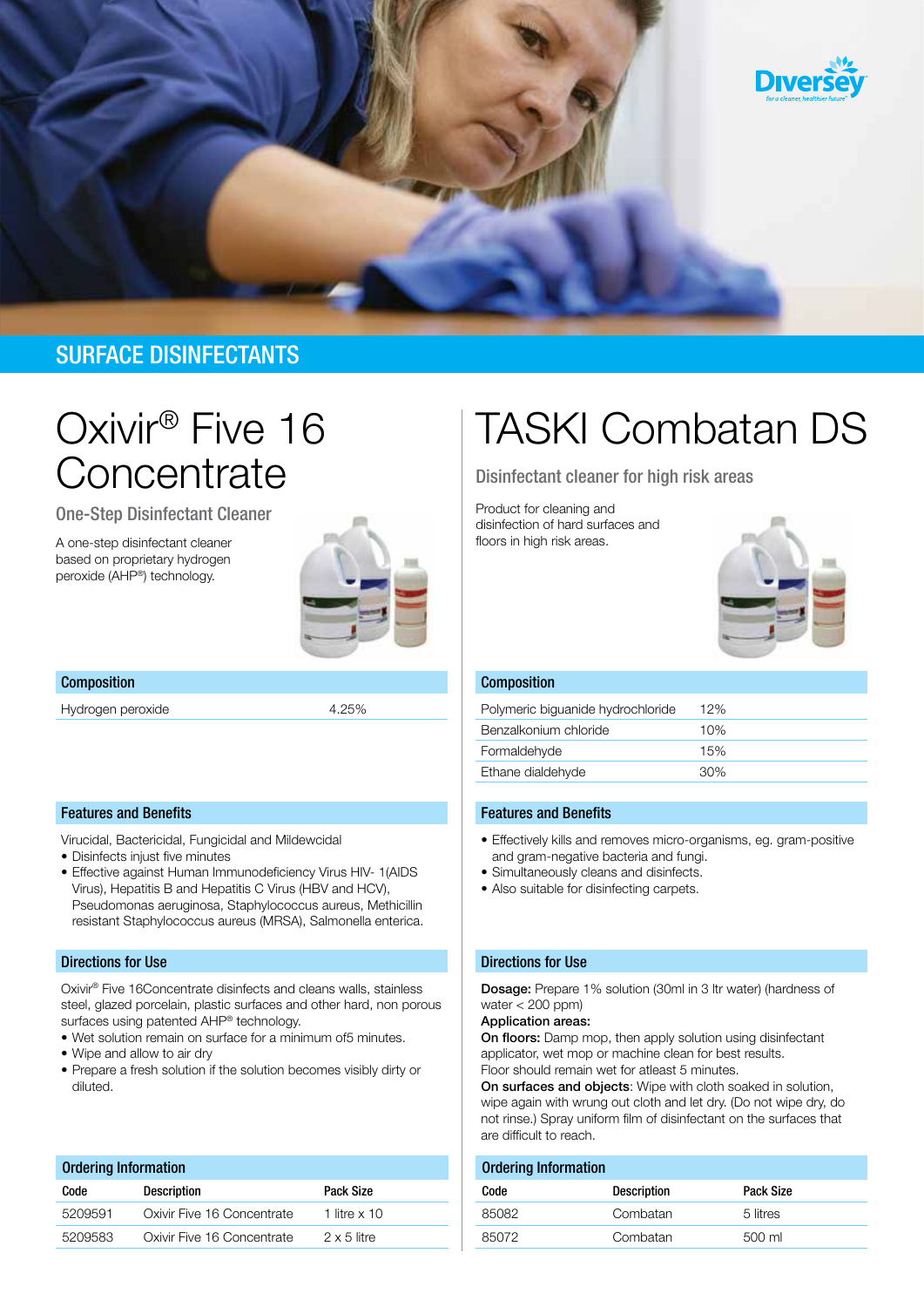SURFACE DISINFECTANTS

# Oxivir® Five 16 Concentrate

## One-Step Disinfectant Cleaner

A one-step disinfectant cleaner based on proprietary hydrogen peroxide (AHP®) technology.

### Composition

| | |
|---|---|
| Hydrogen peroxide | 4.25% |

### Features and Benefits

Virucidal, Bactericidal, Fungicidal and Mildewcidal

- Disinfects injust five minutes
- Effective against Human Immunodeficiency Virus HIV- 1(AIDS Virus), Hepatitis B and Hepatitis C Virus (HBV and HCV), Pseudomonas aeruginosa, Staphylococcus aureus, Methicillin resistant Staphylococcus aureus (MRSA), Salmonella enterica.

### Directions for Use

Oxivir® Five 16Concentrate disinfects and cleans walls, stainless steel, glazed porcelain, plastic surfaces and other hard, non porous surfaces using patented AHP® technology.

- Wet solution remain on surface for a minimum of5 minutes.
- Wipe and allow to air dry
- Prepare a fresh solution if the solution becomes visibly dirty or diluted.

### Ordering Information

| Code | Description | Pack Size |
|---|---|---|
| 5209591 | Oxivir Five 16 Concentrate | 1 litre x 10 |
| 5209583 | Oxivir Five 16 Concentrate | 2 x 5 litre |

# TASKI Combatan DS

## Disinfectant cleaner for high risk areas

Product for cleaning and disinfection of hard surfaces and floors in high risk areas.

### Composition

| | |
|---|---|
| Polymeric biguanide hydrochloride | 12% |
| Benzalkonium chloride | 10% |
| Formaldehyde | 15% |
| Ethane dialdehyde | 30% |

### Features and Benefits

- Effectively kills and removes micro-organisms, eg. gram-positive and gram-negative bacteria and fungi.
- Simultaneously cleans and disinfects.
- Also suitable for disinfecting carpets.

### Directions for Use

**Dosage:** Prepare 1% solution (30ml in 3 ltr water) (hardness of water < 200 ppm)

**Application areas:**

**On floors:** Damp mop, then apply solution using disinfectant applicator, wet mop or machine clean for best results. Floor should remain wet for atleast 5 minutes.

**On surfaces and objects**: Wipe with cloth soaked in solution, wipe again with wrung out cloth and let dry. (Do not wipe dry, do not rinse.) Spray uniform film of disinfectant on the surfaces that are difficult to reach.

### Ordering Information

| Code | Description | Pack Size |
|---|---|---|
| 85082 | Combatan | 5 litres |
| 85072 | Combatan | 500 ml |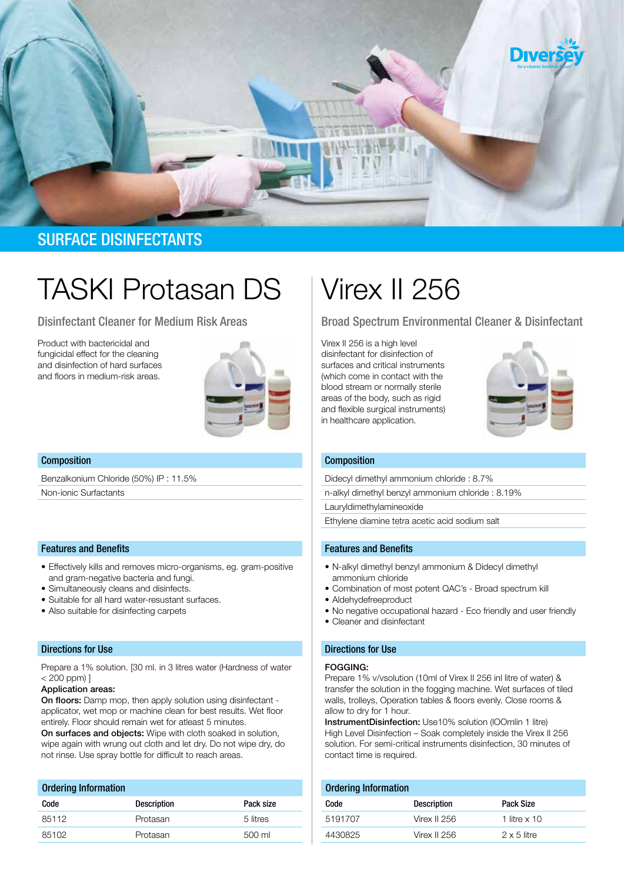## SURFACE DISINFECTANTS

# TASKI Protasan DS

### Disinfectant Cleaner for Medium Risk Areas

Product with bactericidal and fungicidal effect for the cleaning and disinfection of hard surfaces and floors in medium-risk areas.

#### Composition

Benzalkonium Chloride (50%) IP : 11.5%

Non-ionic Surfactants

#### Features and Benefits

- Effectively kills and removes micro-organisms, eg. gram-positive and gram-negative bacteria and fungi.
- Simultaneously cleans and disinfects.
- Suitable for all hard water-resustant surfaces.
- Also suitable for disinfecting carpets

#### Directions for Use

Prepare a 1% solution. [30 ml. in 3 litres water (Hardness of water < 200 ppm) ]

**Application areas:**

**On floors:** Damp mop, then apply solution using disinfectant - applicator, wet mop or machine clean for best results. Wet floor entirely. Floor should remain wet for atleast 5 minutes.

**On surfaces and objects:** Wipe with cloth soaked in solution, wipe again with wrung out cloth and let dry. Do not wipe dry, do not rinse. Use spray bottle for difficult to reach areas.

#### Ordering Information

| Code | Description | Pack size |
|---|---|---|
| 85112 | Protasan | 5 litres |
| 85102 | Protasan | 500 ml |

# Virex II 256

### Broad Spectrum Environmental Cleaner & Disinfectant

Virex II 256 is a high level disinfectant for disinfection of surfaces and critical instruments (which come in contact with the blood stream or normally sterile areas of the body, such as rigid and flexible surgical instruments) in healthcare application.

#### Composition

Didecyl dimethyl ammonium chloride : 8.7%

n-alkyl dimethyl benzyl ammonium chloride : 8.19%

Lauryldimethylamineoxide

Ethylene diamine tetra acetic acid sodium salt

#### Features and Benefits

- N-alkyl dimethyl benzyl ammonium & Didecyl dimethyl ammonium chloride
- Combination of most potent QAC's - Broad spectrum kill
- Aldehydefreeproduct
- No negative occupational hazard - Eco friendly and user friendly
- Cleaner and disinfectant

#### Directions for Use

**FOGGING:**

Prepare 1% v/vsolution (10ml of Virex II 256 inl litre of water) & transfer the solution in the fogging machine. Wet surfaces of tiled walls, trolleys, Operation tables & floors evenly. Close rooms & allow to dry for 1 hour.

**InstrumentDisinfection:** Use10% solution (lOOmlin 1 litre) High Level Disinfection – Soak completely inside the Virex II 256 solution. For semi-critical instruments disinfection, 30 minutes of contact time is required.

#### Ordering Information

| Code | Description | Pack Size |
|---|---|---|
| 5191707 | Virex II 256 | 1 litre x 10 |
| 4430825 | Virex II 256 | 2 x 5 litre |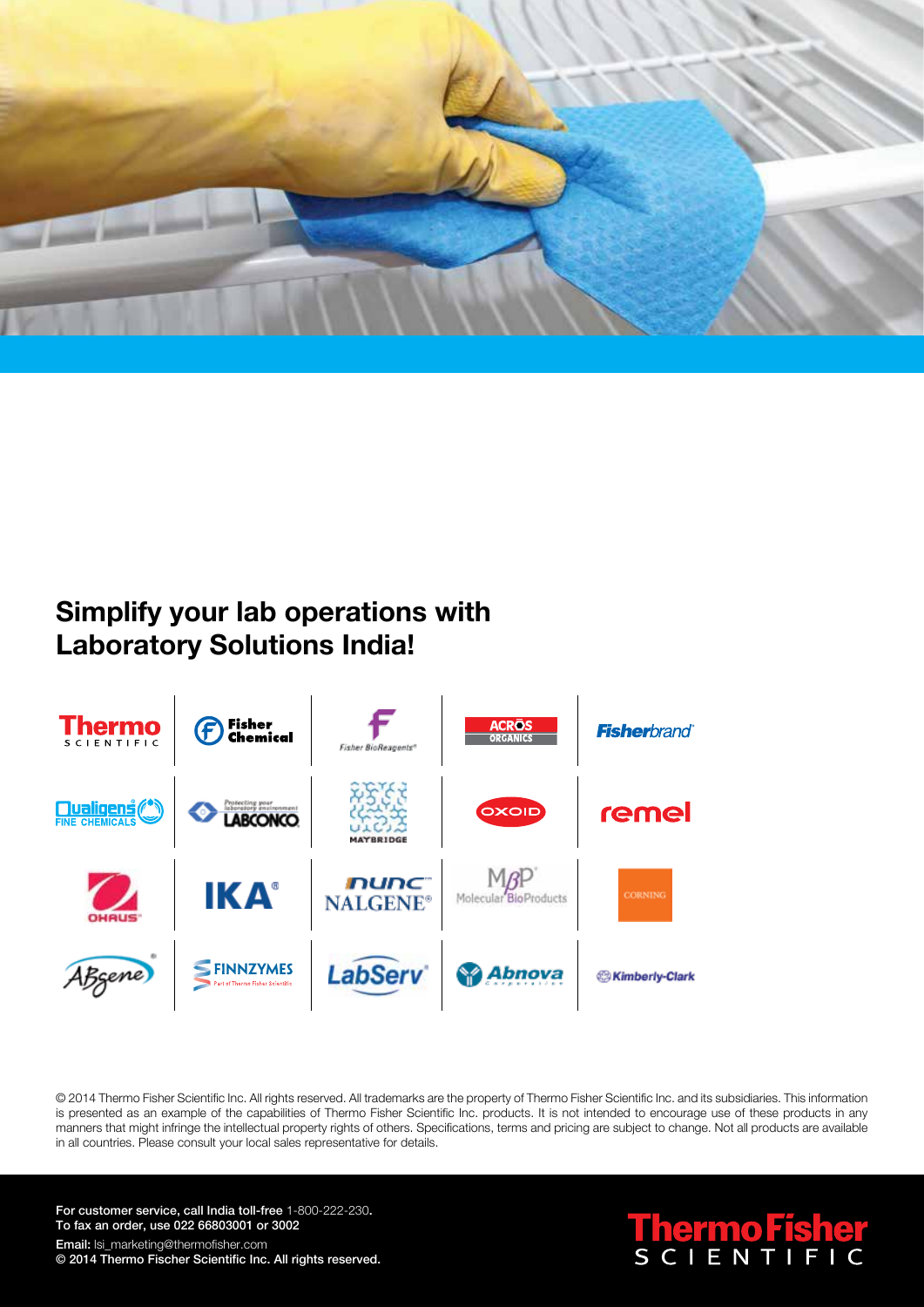## Simplify your lab operations with Laboratory Solutions India!

© 2014 Thermo Fisher Scientific Inc. All rights reserved. All trademarks are the property of Thermo Fisher Scientific Inc. and its subsidiaries. This information is presented as an example of the capabilities of Thermo Fisher Scientific Inc. products. It is not intended to encourage use of these products in any manners that might infringe the intellectual property rights of others. Specifications, terms and pricing are subject to change. Not all products are available in all countries. Please consult your local sales representative for details.

**For customer service, call India toll-free** 1-800-222-230**.**
**To fax an order, use 022 66803001 or 3002**

**Email:** lsi_marketing@thermofisher.com
**© 2014 Thermo Fischer Scientific Inc. All rights reserved.**